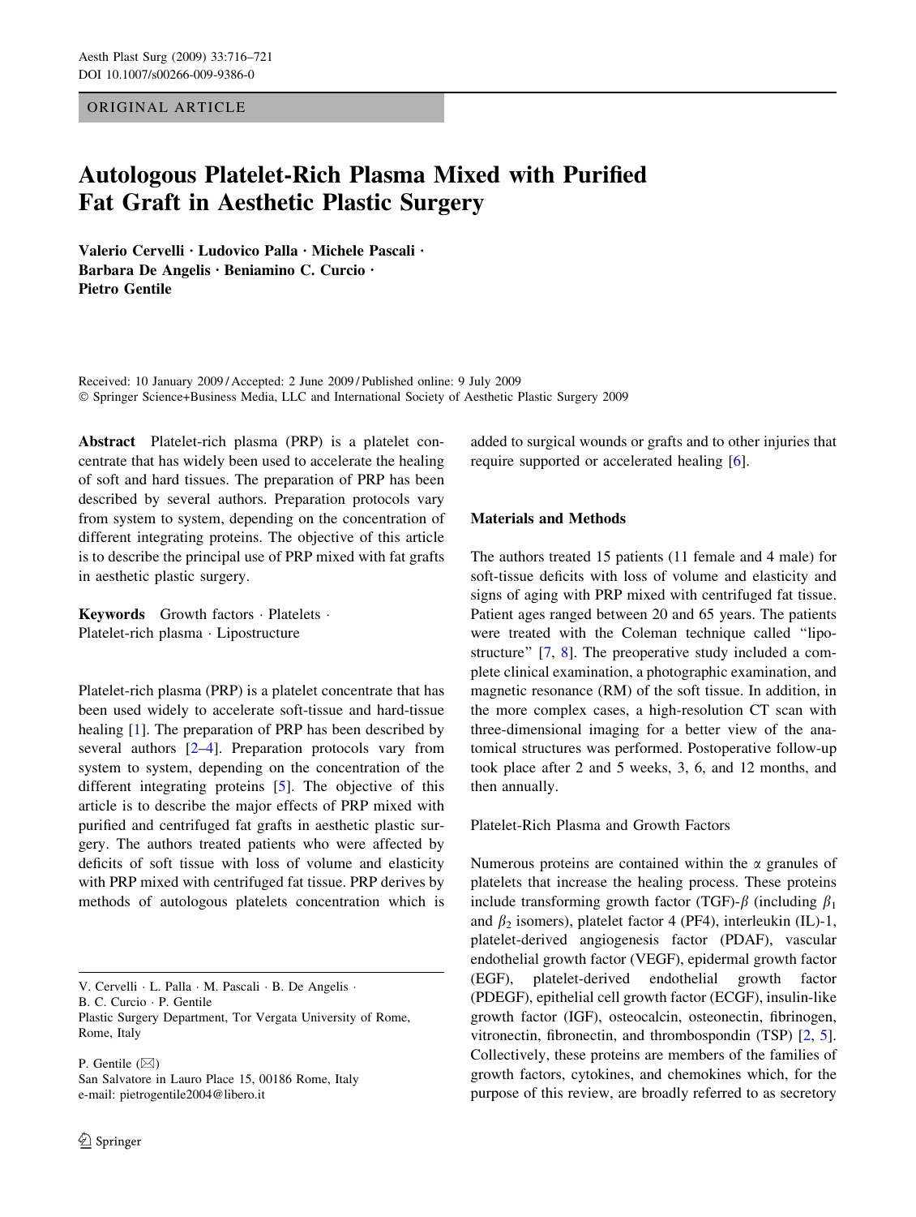ORIGINAL ARTICLE

# Autologous Platelet-Rich Plasma Mixed with Purified Fat Graft in Aesthetic Plastic Surgery

**Valerio Cervelli · Ludovico Palla · Michele Pascali · Barbara De Angelis · Beniamino C. Curcio · Pietro Gentile**

Received: 10 January 2009 / Accepted: 2 June 2009 / Published online: 9 July 2009
© Springer Science+Business Media, LLC and International Society of Aesthetic Plastic Surgery 2009

**Abstract** Platelet-rich plasma (PRP) is a platelet concentrate that has widely been used to accelerate the healing of soft and hard tissues. The preparation of PRP has been described by several authors. Preparation protocols vary from system to system, depending on the concentration of different integrating proteins. The objective of this article is to describe the principal use of PRP mixed with fat grafts in aesthetic plastic surgery.

**Keywords** Growth factors · Platelets · Platelet-rich plasma · Lipostructure

Platelet-rich plasma (PRP) is a platelet concentrate that has been used widely to accelerate soft-tissue and hard-tissue healing [1]. The preparation of PRP has been described by several authors [2–4]. Preparation protocols vary from system to system, depending on the concentration of the different integrating proteins [5]. The objective of this article is to describe the major effects of PRP mixed with purified and centrifuged fat grafts in aesthetic plastic surgery. The authors treated patients who were affected by deficits of soft tissue with loss of volume and elasticity with PRP mixed with centrifuged fat tissue. PRP derives by methods of autologous platelets concentration which is added to surgical wounds or grafts and to other injuries that require supported or accelerated healing [6].

V. Cervelli · L. Palla · M. Pascali · B. De Angelis · B. C. Curcio · P. Gentile
Plastic Surgery Department, Tor Vergata University of Rome, Rome, Italy

P. Gentile (✉)
San Salvatore in Lauro Place 15, 00186 Rome, Italy
e-mail: pietrogentile2004@libero.it

## Materials and Methods

The authors treated 15 patients (11 female and 4 male) for soft-tissue deficits with loss of volume and elasticity and signs of aging with PRP mixed with centrifuged fat tissue. Patient ages ranged between 20 and 65 years. The patients were treated with the Coleman technique called "lipostructure" [7, 8]. The preoperative study included a complete clinical examination, a photographic examination, and magnetic resonance (RM) of the soft tissue. In addition, in the more complex cases, a high-resolution CT scan with three-dimensional imaging for a better view of the anatomical structures was performed. Postoperative follow-up took place after 2 and 5 weeks, 3, 6, and 12 months, and then annually.

### Platelet-Rich Plasma and Growth Factors

Numerous proteins are contained within the $\alpha$ granules of platelets that increase the healing process. These proteins include transforming growth factor (TGF)-$\beta$ (including $\beta_1$ and $\beta_2$ isomers), platelet factor 4 (PF4), interleukin (IL)-1, platelet-derived angiogenesis factor (PDAF), vascular endothelial growth factor (VEGF), epidermal growth factor (EGF), platelet-derived endothelial growth factor (PDEGF), epithelial cell growth factor (ECGF), insulin-like growth factor (IGF), osteocalcin, osteonectin, fibrinogen, vitronectin, fibronectin, and thrombospondin (TSP) [2, 5]. Collectively, these proteins are members of the families of growth factors, cytokines, and chemokines which, for the purpose of this review, are broadly referred to as secretory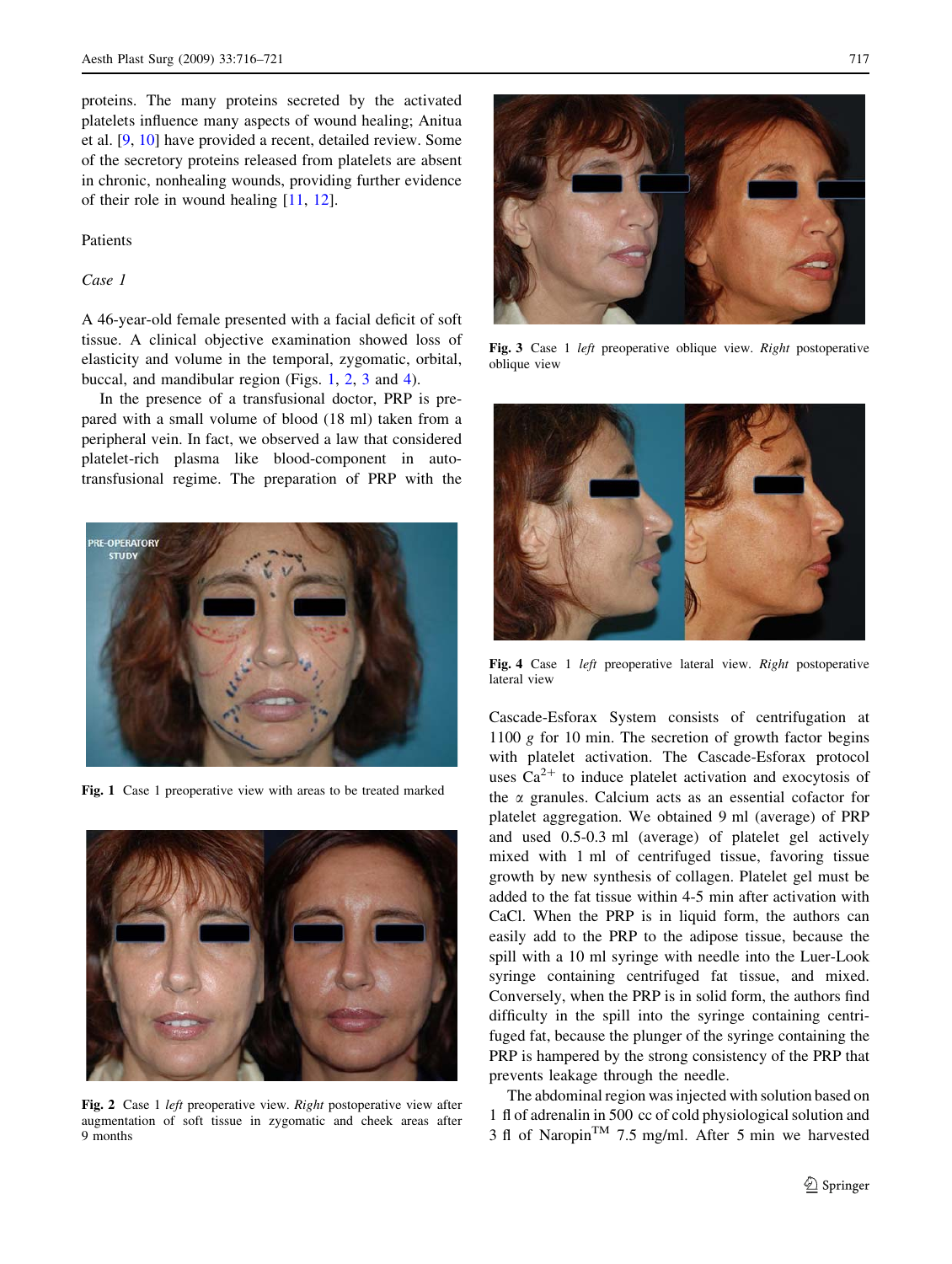proteins. The many proteins secreted by the activated platelets influence many aspects of wound healing; Anitua et al. [9, 10] have provided a recent, detailed review. Some of the secretory proteins released from platelets are absent in chronic, nonhealing wounds, providing further evidence of their role in wound healing [11, 12].

## Patients

### *Case 1*

A 46-year-old female presented with a facial deficit of soft tissue. A clinical objective examination showed loss of elasticity and volume in the temporal, zygomatic, orbital, buccal, and mandibular region (Figs. 1, 2, 3 and 4).

In the presence of a transfusional doctor, PRP is prepared with a small volume of blood (18 ml) taken from a peripheral vein. In fact, we observed a law that considered platelet-rich plasma like blood-component in auto-transfusional regime. The preparation of PRP with the Cascade-Esforax System consists of centrifugation at 1100 *g* for 10 min. The secretion of growth factor begins with platelet activation. The Cascade-Esforax protocol uses $Ca^{2+}$ to induce platelet activation and exocytosis of the $\alpha$ granules. Calcium acts as an essential cofactor for platelet aggregation. We obtained 9 ml (average) of PRP and used 0.5-0.3 ml (average) of platelet gel actively mixed with 1 ml of centrifuged tissue, favoring tissue growth by new synthesis of collagen. Platelet gel must be added to the fat tissue within 4-5 min after activation with CaCl. When the PRP is in liquid form, the authors can easily add to the PRP to the adipose tissue, because the spill with a 10 ml syringe with needle into the Luer-Look syringe containing centrifuged fat tissue, and mixed. Conversely, when the PRP is in solid form, the authors find difficulty in the spill into the syringe containing centrifuged fat, because the plunger of the syringe containing the PRP is hampered by the strong consistency of the PRP that prevents leakage through the needle.

The abdominal region was injected with solution based on 1 fl of adrenalin in 500 cc of cold physiological solution and 3 fl of Naropin™ 7.5 mg/ml. After 5 min we harvested

**Fig. 1** Case 1 preoperative view with areas to be treated marked

**Fig. 2** Case 1 *left* preoperative view. *Right* postoperative view after augmentation of soft tissue in zygomatic and cheek areas after 9 months

**Fig. 3** Case 1 *left* preoperative oblique view. *Right* postoperative oblique view

**Fig. 4** Case 1 *left* preoperative lateral view. *Right* postoperative lateral view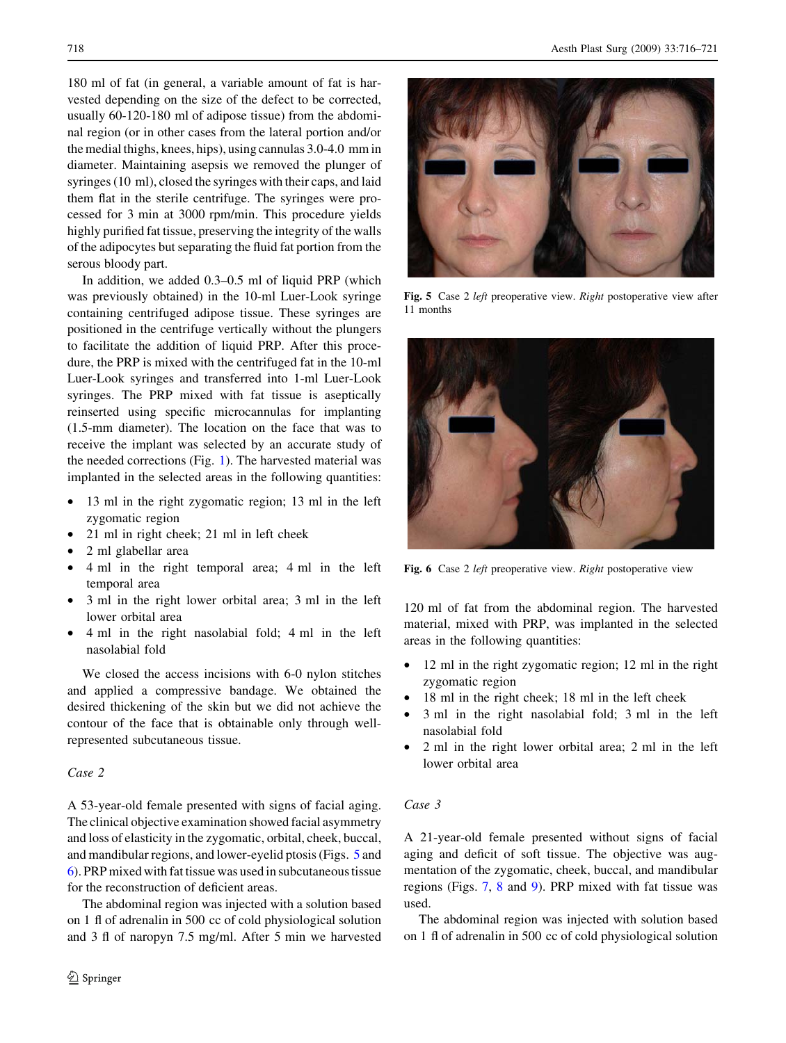180 ml of fat (in general, a variable amount of fat is harvested depending on the size of the defect to be corrected, usually 60-120-180 ml of adipose tissue) from the abdominal region (or in other cases from the lateral portion and/or the medial thighs, knees, hips), using cannulas 3.0-4.0 mm in diameter. Maintaining asepsis we removed the plunger of syringes (10 ml), closed the syringes with their caps, and laid them flat in the sterile centrifuge. The syringes were processed for 3 min at 3000 rpm/min. This procedure yields highly purified fat tissue, preserving the integrity of the walls of the adipocytes but separating the fluid fat portion from the serous bloody part.

In addition, we added 0.3–0.5 ml of liquid PRP (which was previously obtained) in the 10-ml Luer-Look syringe containing centrifuged adipose tissue. These syringes are positioned in the centrifuge vertically without the plungers to facilitate the addition of liquid PRP. After this procedure, the PRP is mixed with the centrifuged fat in the 10-ml Luer-Look syringes and transferred into 1-ml Luer-Look syringes. The PRP mixed with fat tissue is aseptically reinserted using specific microcannulas for implanting (1.5-mm diameter). The location on the face that was to receive the implant was selected by an accurate study of the needed corrections (Fig. 1). The harvested material was implanted in the selected areas in the following quantities:

- 13 ml in the right zygomatic region; 13 ml in the left zygomatic region
- 21 ml in right cheek; 21 ml in left cheek
- 2 ml glabellar area
- 4 ml in the right temporal area; 4 ml in the left temporal area
- 3 ml in the right lower orbital area; 3 ml in the left lower orbital area
- 4 ml in the right nasolabial fold; 4 ml in the left nasolabial fold

We closed the access incisions with 6-0 nylon stitches and applied a compressive bandage. We obtained the desired thickening of the skin but we did not achieve the contour of the face that is obtainable only through well-represented subcutaneous tissue.

*Case 2*

A 53-year-old female presented with signs of facial aging. The clinical objective examination showed facial asymmetry and loss of elasticity in the zygomatic, orbital, cheek, buccal, and mandibular regions, and lower-eyelid ptosis (Figs. 5 and 6). PRP mixed with fat tissue was used in subcutaneous tissue for the reconstruction of deficient areas.

The abdominal region was injected with a solution based on 1 fl of adrenalin in 500 cc of cold physiological solution and 3 fl of naropyn 7.5 mg/ml. After 5 min we harvested 120 ml of fat from the abdominal region. The harvested material, mixed with PRP, was implanted in the selected areas in the following quantities:

- 12 ml in the right zygomatic region; 12 ml in the right zygomatic region
- 18 ml in the right cheek; 18 ml in the left cheek
- 3 ml in the right nasolabial fold; 3 ml in the left nasolabial fold
- 2 ml in the right lower orbital area; 2 ml in the left lower orbital area

**Fig. 5** Case 2 *left* preoperative view. *Right* postoperative view after 11 months

**Fig. 6** Case 2 *left* preoperative view. *Right* postoperative view

*Case 3*

A 21-year-old female presented without signs of facial aging and deficit of soft tissue. The objective was augmentation of the zygomatic, cheek, buccal, and mandibular regions (Figs. 7, 8 and 9). PRP mixed with fat tissue was used.

The abdominal region was injected with solution based on 1 fl of adrenalin in 500 cc of cold physiological solution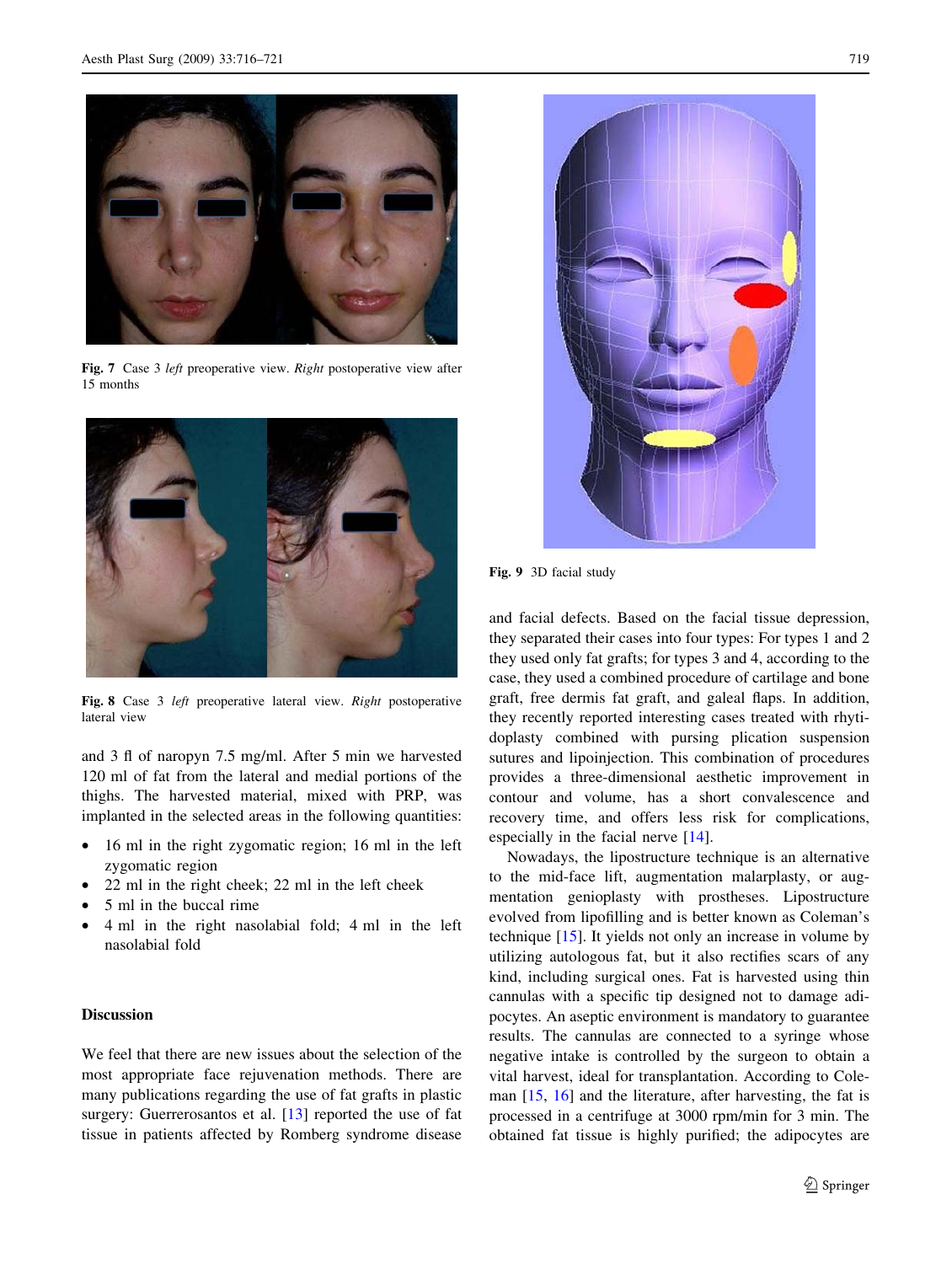Fig. 7 Case 3 *left* preoperative view. *Right* postoperative view after 15 months

Fig. 8 Case 3 *left* preoperative lateral view. *Right* postoperative lateral view

and 3 fl of naropyn 7.5 mg/ml. After 5 min we harvested 120 ml of fat from the lateral and medial portions of the thighs. The harvested material, mixed with PRP, was implanted in the selected areas in the following quantities:

- 16 ml in the right zygomatic region; 16 ml in the left zygomatic region
- 22 ml in the right cheek; 22 ml in the left cheek
- 5 ml in the buccal rime
- 4 ml in the right nasolabial fold; 4 ml in the left nasolabial fold

## Discussion

We feel that there are new issues about the selection of the most appropriate face rejuvenation methods. There are many publications regarding the use of fat grafts in plastic surgery: Guerrerosantos et al. [13] reported the use of fat tissue in patients affected by Romberg syndrome disease and facial defects. Based on the facial tissue depression, they separated their cases into four types: For types 1 and 2 they used only fat grafts; for types 3 and 4, according to the case, they used a combined procedure of cartilage and bone graft, free dermis fat graft, and galeal flaps. In addition, they recently reported interesting cases treated with rhytidoplasty combined with pursing plication suspension sutures and lipoinjection. This combination of procedures provides a three-dimensional aesthetic improvement in contour and volume, has a short convalescence and recovery time, and offers less risk for complications, especially in the facial nerve [14].

Fig. 9 3D facial study

Nowadays, the lipostructure technique is an alternative to the mid-face lift, augmentation malarplasty, or augmentation genioplasty with prostheses. Lipostructure evolved from lipofilling and is better known as Coleman's technique [15]. It yields not only an increase in volume by utilizing autologous fat, but it also rectifies scars of any kind, including surgical ones. Fat is harvested using thin cannulas with a specific tip designed not to damage adipocytes. An aseptic environment is mandatory to guarantee results. The cannulas are connected to a syringe whose negative intake is controlled by the surgeon to obtain a vital harvest, ideal for transplantation. According to Coleman [15, 16] and the literature, after harvesting, the fat is processed in a centrifuge at 3000 rpm/min for 3 min. The obtained fat tissue is highly purified; the adipocytes are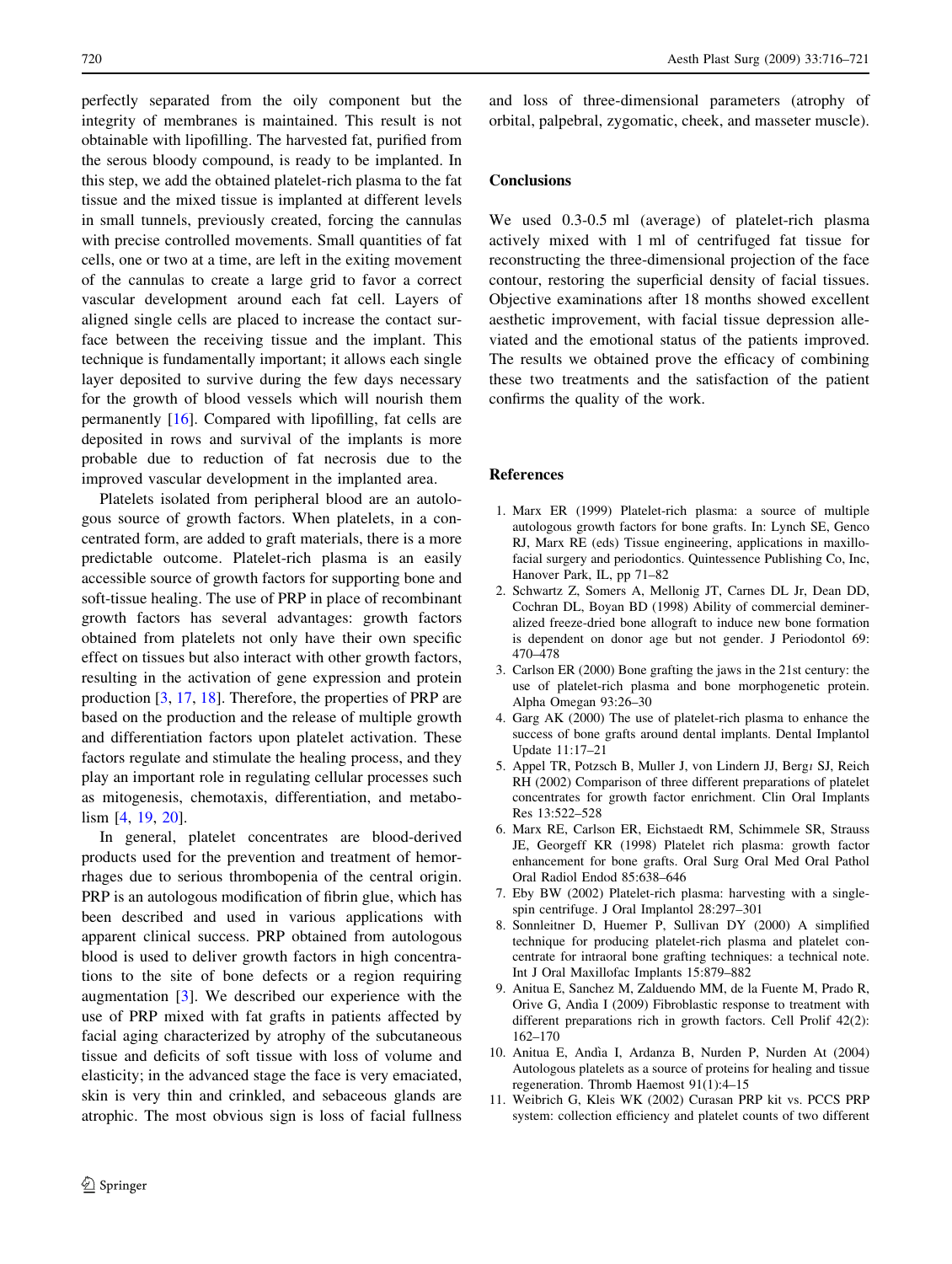perfectly separated from the oily component but the integrity of membranes is maintained. This result is not obtainable with lipofilling. The harvested fat, purified from the serous bloody compound, is ready to be implanted. In this step, we add the obtained platelet-rich plasma to the fat tissue and the mixed tissue is implanted at different levels in small tunnels, previously created, forcing the cannulas with precise controlled movements. Small quantities of fat cells, one or two at a time, are left in the exiting movement of the cannulas to create a large grid to favor a correct vascular development around each fat cell. Layers of aligned single cells are placed to increase the contact surface between the receiving tissue and the implant. This technique is fundamentally important; it allows each single layer deposited to survive during the few days necessary for the growth of blood vessels which will nourish them permanently [16]. Compared with lipofilling, fat cells are deposited in rows and survival of the implants is more probable due to reduction of fat necrosis due to the improved vascular development in the implanted area.

Platelets isolated from peripheral blood are an autologous source of growth factors. When platelets, in a concentrated form, are added to graft materials, there is a more predictable outcome. Platelet-rich plasma is an easily accessible source of growth factors for supporting bone and soft-tissue healing. The use of PRP in place of recombinant growth factors has several advantages: growth factors obtained from platelets not only have their own specific effect on tissues but also interact with other growth factors, resulting in the activation of gene expression and protein production [3, 17, 18]. Therefore, the properties of PRP are based on the production and the release of multiple growth and differentiation factors upon platelet activation. These factors regulate and stimulate the healing process, and they play an important role in regulating cellular processes such as mitogenesis, chemotaxis, differentiation, and metabolism [4, 19, 20].

In general, platelet concentrates are blood-derived products used for the prevention and treatment of hemorrhages due to serious thrombopenia of the central origin. PRP is an autologous modification of fibrin glue, which has been described and used in various applications with apparent clinical success. PRP obtained from autologous blood is used to deliver growth factors in high concentrations to the site of bone defects or a region requiring augmentation [3]. We described our experience with the use of PRP mixed with fat grafts in patients affected by facial aging characterized by atrophy of the subcutaneous tissue and deficits of soft tissue with loss of volume and elasticity; in the advanced stage the face is very emaciated, skin is very thin and crinkled, and sebaceous glands are atrophic. The most obvious sign is loss of facial fullness and loss of three-dimensional parameters (atrophy of orbital, palpebral, zygomatic, cheek, and masseter muscle).

## Conclusions

We used 0.3-0.5 ml (average) of platelet-rich plasma actively mixed with 1 ml of centrifuged fat tissue for reconstructing the three-dimensional projection of the face contour, restoring the superficial density of facial tissues. Objective examinations after 18 months showed excellent aesthetic improvement, with facial tissue depression alleviated and the emotional status of the patients improved. The results we obtained prove the efficacy of combining these two treatments and the satisfaction of the patient confirms the quality of the work.

## References

1. Marx ER (1999) Platelet-rich plasma: a source of multiple autologous growth factors for bone grafts. In: Lynch SE, Genco RJ, Marx RE (eds) Tissue engineering, applications in maxillofacial surgery and periodontics. Quintessence Publishing Co, Inc, Hanover Park, IL, pp 71–82
2. Schwartz Z, Somers A, Mellonig JT, Carnes DL Jr, Dean DD, Cochran DL, Boyan BD (1998) Ability of commercial demineralized freeze-dried bone allograft to induce new bone formation is dependent on donor age but not gender. J Periodontol 69: 470–478
3. Carlson ER (2000) Bone grafting the jaws in the 21st century: the use of platelet-rich plasma and bone morphogenetic protein. Alpha Omegan 93:26–30
4. Garg AK (2000) The use of platelet-rich plasma to enhance the success of bone grafts around dental implants. Dental Implantol Update 11:17–21
5. Appel TR, Potzsch B, Muller J, von Lindern JJ, Bergı SJ, Reich RH (2002) Comparison of three different preparations of platelet concentrates for growth factor enrichment. Clin Oral Implants Res 13:522–528
6. Marx RE, Carlson ER, Eichstaedt RM, Schimmele SR, Strauss JE, Georgeff KR (1998) Platelet rich plasma: growth factor enhancement for bone grafts. Oral Surg Oral Med Oral Pathol Oral Radiol Endod 85:638–646
7. Eby BW (2002) Platelet-rich plasma: harvesting with a single-spin centrifuge. J Oral Implantol 28:297–301
8. Sonnleitner D, Huemer P, Sullivan DY (2000) A simplified technique for producing platelet-rich plasma and platelet concentrate for intraoral bone grafting techniques: a technical note. Int J Oral Maxillofac Implants 15:879–882
9. Anitua E, Sanchez M, Zalduendo MM, de la Fuente M, Prado R, Orive G, Andìa I (2009) Fibroblastic response to treatment with different preparations rich in growth factors. Cell Prolif 42(2): 162–170
10. Anitua E, Andìa I, Ardanza B, Nurden P, Nurden At (2004) Autologous platelets as a source of proteins for healing and tissue regeneration. Thromb Haemost 91(1):4–15
11. Weibrich G, Kleis WK (2002) Curasan PRP kit vs. PCCS PRP system: collection efficiency and platelet counts of two different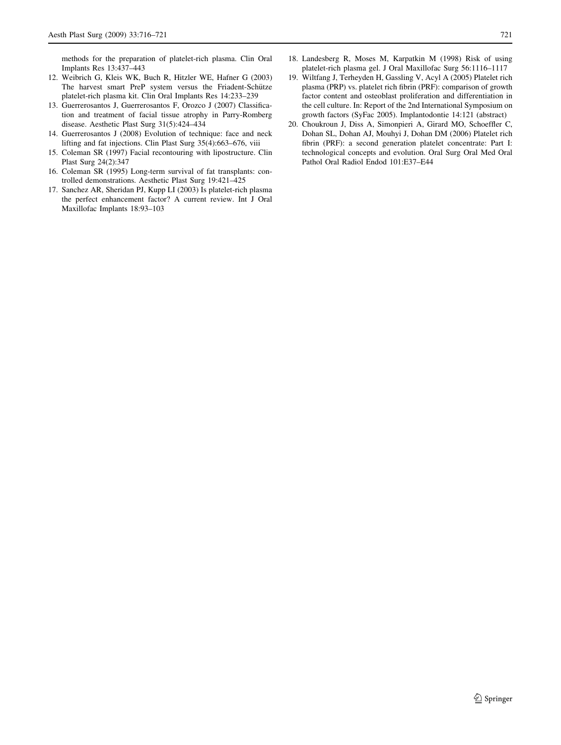methods for the preparation of platelet-rich plasma. Clin Oral Implants Res 13:437–443

12. Weibrich G, Kleis WK, Buch R, Hitzler WE, Hafner G (2003) The harvest smart PreP system versus the Friadent-Schütze platelet-rich plasma kit. Clin Oral Implants Res 14:233–239
13. Guerrerosantos J, Guerrerosantos F, Orozco J (2007) Classification and treatment of facial tissue atrophy in Parry-Romberg disease. Aesthetic Plast Surg 31(5):424–434
14. Guerrerosantos J (2008) Evolution of technique: face and neck lifting and fat injections. Clin Plast Surg 35(4):663–676, viii
15. Coleman SR (1997) Facial recontouring with lipostructure. Clin Plast Surg 24(2):347
16. Coleman SR (1995) Long-term survival of fat transplants: controlled demonstrations. Aesthetic Plast Surg 19:421–425
17. Sanchez AR, Sheridan PJ, Kupp LI (2003) Is platelet-rich plasma the perfect enhancement factor? A current review. Int J Oral Maxillofac Implants 18:93–103
18. Landesberg R, Moses M, Karpatkin M (1998) Risk of using platelet-rich plasma gel. J Oral Maxillofac Surg 56:1116–1117
19. Wiltfang J, Terheyden H, Gassling V, Acyl A (2005) Platelet rich plasma (PRP) vs. platelet rich fibrin (PRF): comparison of growth factor content and osteoblast proliferation and differentiation in the cell culture. In: Report of the 2nd International Symposium on growth factors (SyFac 2005). Implantodontie 14:121 (abstract)
20. Choukroun J, Diss A, Simonpieri A, Girard MO, Schoeffler C, Dohan SL, Dohan AJ, Mouhyi J, Dohan DM (2006) Platelet rich fibrin (PRF): a second generation platelet concentrate: Part I: technological concepts and evolution. Oral Surg Oral Med Oral Pathol Oral Radiol Endod 101:E37–E44